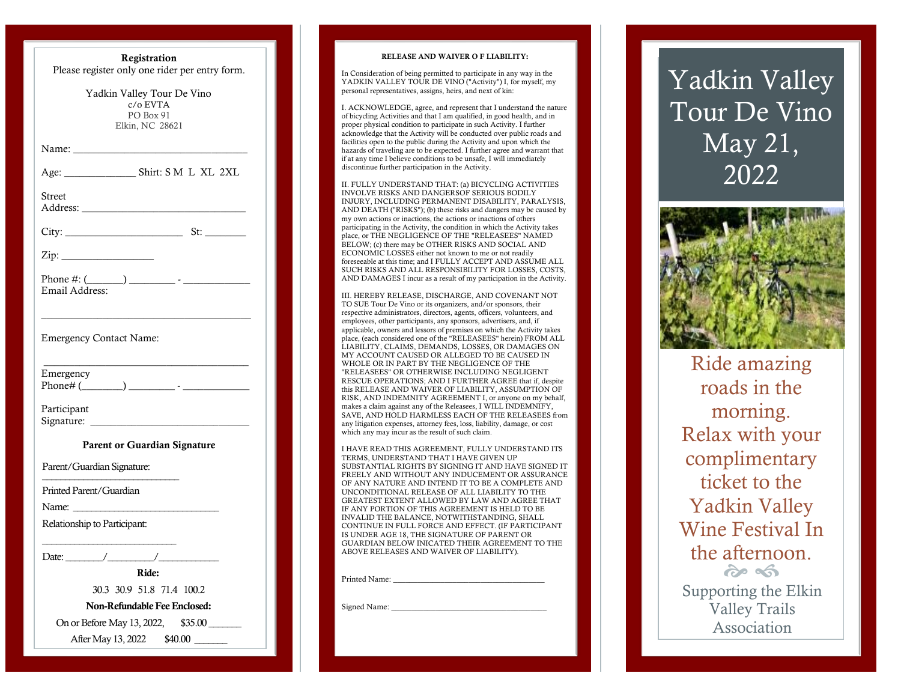## Registration

Please register only one rider per entry form.

Yadkin Valley Tour De Vino
c/o EVTA
PO Box 91
Elkin, NC 28621

Name: ________________________________

Age: _____________ Shirt: S M L XL 2XL

Street Address: ______________________________

City: ______________________ St: _______

Zip: _________________

Phone #: (______) ________ - ____________

Email Address:

______________________________________

Emergency Contact Name:

______________________________________

Emergency Phone# (_______) ________ - ____________

Participant Signature: ____________________________

**Parent or Guardian Signature**

Parent/Guardian Signature:

____________________________

Printed Parent/Guardian

Name: ____________________________

Relationship to Participant:

____________________________

Date: _______/________/___________

**Ride:**

30.3 30.9 51.8 71.4 100.2

**Non-Refundable Fee Enclosed:**

On or Before May 13, 2022, $35.00 _______

After May 13, 2022 $40.00 _______

### RELEASE AND WAIVER O F LIABILITY:

In Consideration of being permitted to participate in any way in the YADKIN VALLEY TOUR DE VINO ("Activity") I, for myself, my personal representatives, assigns, heirs, and next of kin:

I. ACKNOWLEDGE, agree, and represent that I understand the nature of bicycling Activities and that I am qualified, in good health, and in proper physical condition to participate in such Activity. I further acknowledge that the Activity will be conducted over public roads and facilities open to the public during the Activity and upon which the hazards of traveling are to be expected. I further agree and warrant that if at any time I believe conditions to be unsafe, I will immediately discontinue further participation in the Activity.

II. FULLY UNDERSTAND THAT: (a) BICYCLING ACTIVITIES INVOLVE RISKS AND DANGERSOF SERIOUS BODILY INJURY, INCLUDING PERMANENT DISABILITY, PARALYSIS, AND DEATH ("RISKS"); (b) these risks and dangers may be caused by my own actions or inactions, the actions or inactions of others participating in the Activity, the condition in which the Activity takes place, or THE NEGLIGENCE OF THE "RELEASEES" NAMED BELOW; (c) there may be OTHER RISKS AND SOCIAL AND ECONOMIC LOSSES either not known to me or not readily foreseeable at this time; and I FULLY ACCEPT AND ASSUME ALL SUCH RISKS AND ALL RESPONSIBILITY FOR LOSSES, COSTS, AND DAMAGES I incur as a result of my participation in the Activity.

III. HEREBY RELEASE, DISCHARGE, AND COVENANT NOT TO SUE Tour De Vino or its organizers, and/or sponsors, their respective administrators, directors, agents, officers, volunteers, and employees, other participants, any sponsors, advertisers, and, if applicable, owners and lessors of premises on which the Activity takes place, (each considered one of the "RELEASEES" herein) FROM ALL LIABILITY, CLAIMS, DEMANDS, LOSSES, OR DAMAGES ON MY ACCOUNT CAUSED OR ALLEGED TO BE CAUSED IN WHOLE OR IN PART BY THE NEGLIGENCE OF THE "RELEASEES" OR OTHERWISE INCLUDING NEGLIGENT RESCUE OPERATIONS; AND I FURTHER AGREE that if, despite this RELEASE AND WAIVER OF LIABILITY, ASSUMPTION OF RISK, AND INDEMNITY AGREEMENT I, or anyone on my behalf, makes a claim against any of the Releasees, I WILL INDEMNIFY, SAVE, AND HOLD HARMLESS EACH OF THE RELEASEES from any litigation expenses, attorney fees, loss, liability, damage, or cost which any may incur as the result of such claim.

I HAVE READ THIS AGREEMENT, FULLY UNDERSTAND ITS TERMS, UNDERSTAND THAT I HAVE GIVEN UP SUBSTANTIAL RIGHTS BY SIGNING IT AND HAVE SIGNED IT FREELY AND WITHOUT ANY INDUCEMENT OR ASSURANCE OF ANY NATURE AND INTEND IT TO BE A COMPLETE AND UNCONDITIONAL RELEASE OF ALL LIABILITY TO THE GREATEST EXTENT ALLOWED BY LAW AND AGREE THAT IF ANY PORTION OF THIS AGREEMENT IS HELD TO BE INVALID THE BALANCE, NOTWITHSTANDING, SHALL CONTINUE IN FULL FORCE AND EFFECT. (IF PARTICIPANT IS UNDER AGE 18, THE SIGNATURE OF PARENT OR GUARDIAN BELOW INICATED THEIR AGREEMENT TO THE ABOVE RELEASES AND WAIVER OF LIABILITY).

Printed Name: ___________________________________

Signed Name: ___________________________________

# Yadkin Valley Tour De Vino May 21, 2022

Ride amazing roads in the morning. Relax with your complimentary ticket to the Yadkin Valley Wine Festival In the afternoon.

Supporting the Elkin Valley Trails Association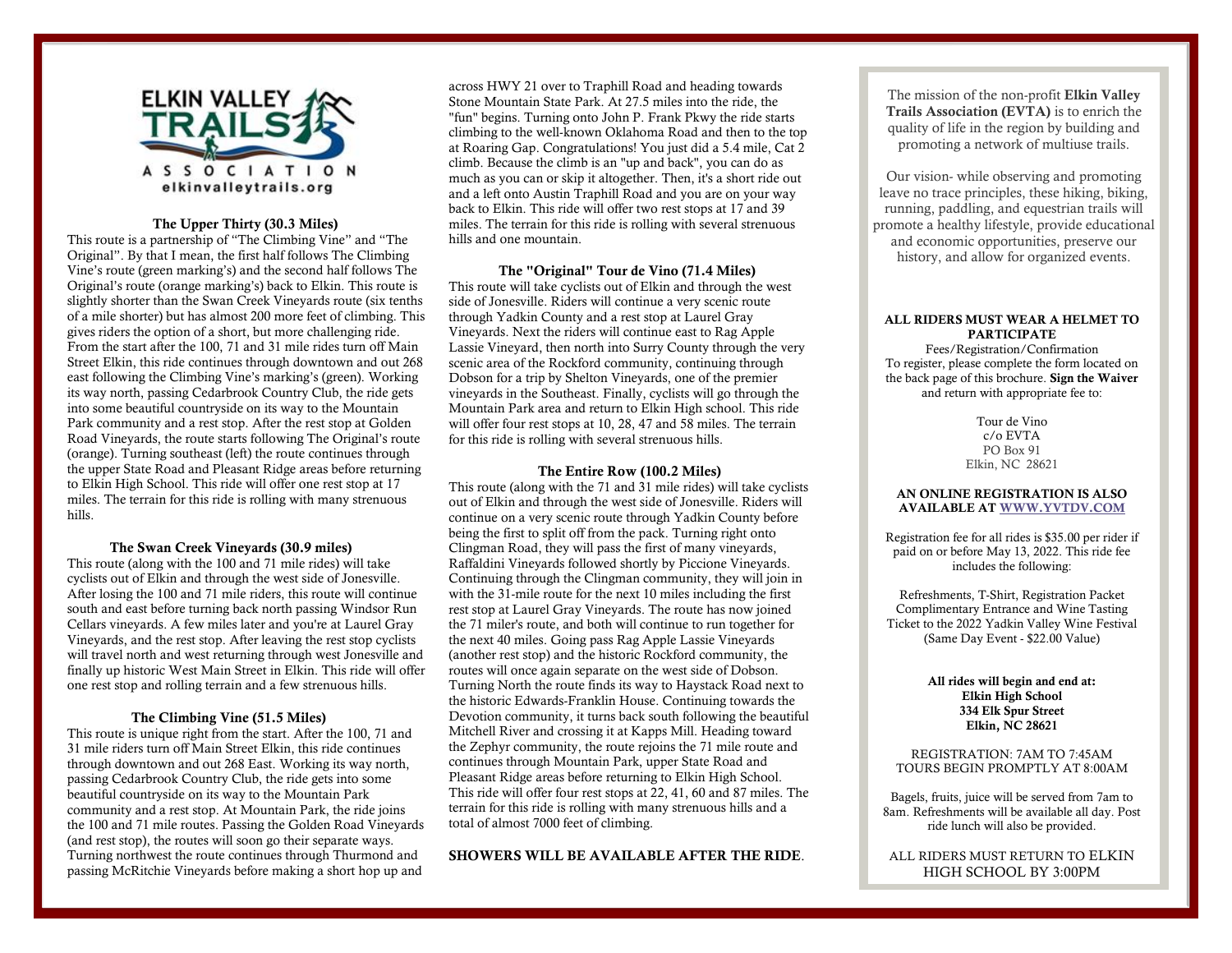ELKIN VALLEY TRAILS ASSOCIATION
elkinvalleytrails.org

### The Upper Thirty (30.3 Miles)

This route is a partnership of "The Climbing Vine" and "The Original". By that I mean, the first half follows The Climbing Vine's route (green marking's) and the second half follows The Original's route (orange marking's) back to Elkin. This route is slightly shorter than the Swan Creek Vineyards route (six tenths of a mile shorter) but has almost 200 more feet of climbing. This gives riders the option of a short, but more challenging ride. From the start after the 100, 71 and 31 mile rides turn off Main Street Elkin, this ride continues through downtown and out 268 east following the Climbing Vine's marking's (green). Working its way north, passing Cedarbrook Country Club, the ride gets into some beautiful countryside on its way to the Mountain Park community and a rest stop. After the rest stop at Golden Road Vineyards, the route starts following The Original's route (orange). Turning southeast (left) the route continues through the upper State Road and Pleasant Ridge areas before returning to Elkin High School. This ride will offer one rest stop at 17 miles. The terrain for this ride is rolling with many strenuous hills.

### The Swan Creek Vineyards (30.9 miles)

This route (along with the 100 and 71 mile rides) will take cyclists out of Elkin and through the west side of Jonesville. After losing the 100 and 71 mile riders, this route will continue south and east before turning back north passing Windsor Run Cellars vineyards. A few miles later and you're at Laurel Gray Vineyards, and the rest stop. After leaving the rest stop cyclists will travel north and west returning through west Jonesville and finally up historic West Main Street in Elkin. This ride will offer one rest stop and rolling terrain and a few strenuous hills.

### The Climbing Vine (51.5 Miles)

This route is unique right from the start. After the 100, 71 and 31 mile riders turn off Main Street Elkin, this ride continues through downtown and out 268 East. Working its way north, passing Cedarbrook Country Club, the ride gets into some beautiful countryside on its way to the Mountain Park community and a rest stop. At Mountain Park, the ride joins the 100 and 71 mile routes. Passing the Golden Road Vineyards (and rest stop), the routes will soon go their separate ways. Turning northwest the route continues through Thurmond and passing McRitchie Vineyards before making a short hop up and across HWY 21 over to Traphill Road and heading towards Stone Mountain State Park. At 27.5 miles into the ride, the "fun" begins. Turning onto John P. Frank Pkwy the ride starts climbing to the well-known Oklahoma Road and then to the top at Roaring Gap. Congratulations! You just did a 5.4 mile, Cat 2 climb. Because the climb is an "up and back", you can do as much as you can or skip it altogether. Then, it's a short ride out and a left onto Austin Traphill Road and you are on your way back to Elkin. This ride will offer two rest stops at 17 and 39 miles. The terrain for this ride is rolling with several strenuous hills and one mountain.

### The "Original" Tour de Vino (71.4 Miles)

This route will take cyclists out of Elkin and through the west side of Jonesville. Riders will continue a very scenic route through Yadkin County and a rest stop at Laurel Gray Vineyards. Next the riders will continue east to Rag Apple Lassie Vineyard, then north into Surry County through the very scenic area of the Rockford community, continuing through Dobson for a trip by Shelton Vineyards, one of the premier vineyards in the Southeast. Finally, cyclists will go through the Mountain Park area and return to Elkin High school. This ride will offer four rest stops at 10, 28, 47 and 58 miles. The terrain for this ride is rolling with several strenuous hills.

### The Entire Row (100.2 Miles)

This route (along with the 71 and 31 mile rides) will take cyclists out of Elkin and through the west side of Jonesville. Riders will continue on a very scenic route through Yadkin County before being the first to split off from the pack. Turning right onto Clingman Road, they will pass the first of many vineyards, Raffaldini Vineyards followed shortly by Piccione Vineyards. Continuing through the Clingman community, they will join in with the 31-mile route for the next 10 miles including the first rest stop at Laurel Gray Vineyards. The route has now joined the 71 miler's route, and both will continue to run together for the next 40 miles. Going pass Rag Apple Lassie Vineyards (another rest stop) and the historic Rockford community, the routes will once again separate on the west side of Dobson. Turning North the route finds its way to Haystack Road next to the historic Edwards-Franklin House. Continuing towards the Devotion community, it turns back south following the beautiful Mitchell River and crossing it at Kapps Mill. Heading toward the Zephyr community, the route rejoins the 71 mile route and continues through Mountain Park, upper State Road and Pleasant Ridge areas before returning to Elkin High School. This ride will offer four rest stops at 22, 41, 60 and 87 miles. The terrain for this ride is rolling with many strenuous hills and a total of almost 7000 feet of climbing.

**SHOWERS WILL BE AVAILABLE AFTER THE RIDE**.

The mission of the non-profit **Elkin Valley Trails Association (EVTA)** is to enrich the quality of life in the region by building and promoting a network of multiuse trails.

Our vision- while observing and promoting leave no trace principles, these hiking, biking, running, paddling, and equestrian trails will promote a healthy lifestyle, provide educational and economic opportunities, preserve our history, and allow for organized events.

**ALL RIDERS MUST WEAR A HELMET TO PARTICIPATE**

Fees/Registration/Confirmation
To register, please complete the form located on the back page of this brochure. **Sign the Waiver** and return with appropriate fee to:

Tour de Vino
c/o EVTA
PO Box 91
Elkin, NC 28621

**AN ONLINE REGISTRATION IS ALSO AVAILABLE AT WWW.YVTDV.COM**

Registration fee for all rides is $35.00 per rider if paid on or before May 13, 2022. This ride fee includes the following:

Refreshments, T-Shirt, Registration Packet
Complimentary Entrance and Wine Tasting Ticket to the 2022 Yadkin Valley Wine Festival (Same Day Event - $22.00 Value)

**All rides will begin and end at:**
**Elkin High School**
**334 Elk Spur Street**
**Elkin, NC 28621**

REGISTRATION: 7AM TO 7:45AM
TOURS BEGIN PROMPTLY AT 8:00AM

Bagels, fruits, juice will be served from 7am to 8am. Refreshments will be available all day. Post ride lunch will also be provided.

ALL RIDERS MUST RETURN TO ELKIN HIGH SCHOOL BY 3:00PM